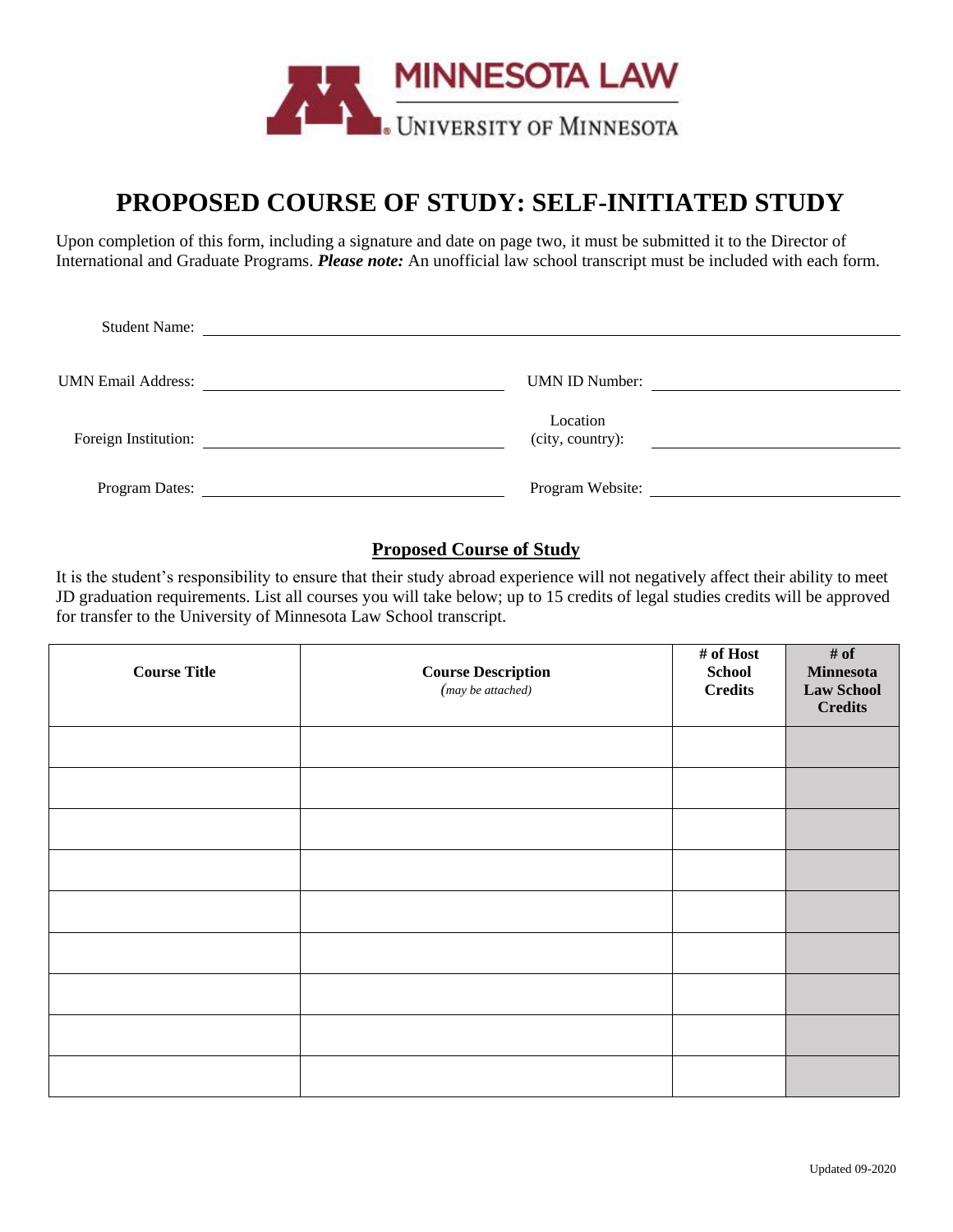MINNESOTA LAW

UNIVERSITY OF MINNESOTA

# PROPOSED COURSE OF STUDY: SELF-INITIATED STUDY

Upon completion of this form, including a signature and date on page two, it must be submitted it to the Director of International and Graduate Programs. ***Please note:*** An unofficial law school transcript must be included with each form.

Student Name: ______________________________

UMN Email Address: ______________________________ UMN ID Number: ______________________________

Foreign Institution: ______________________________ Location (city, country): ______________________________

Program Dates: ______________________________ Program Website: ______________________________

## Proposed Course of Study

It is the student's responsibility to ensure that their study abroad experience will not negatively affect their ability to meet JD graduation requirements. List all courses you will take below; up to 15 credits of legal studies credits will be approved for transfer to the University of Minnesota Law School transcript.

| Course Title | Course Description *(may be attached)* | # of Host School Credits | # of Minnesota Law School Credits |
|---|---|---|---|
| | | | |
| | | | |
| | | | |
| | | | |
| | | | |
| | | | |
| | | | |
| | | | |
| | | | |

Updated 09-2020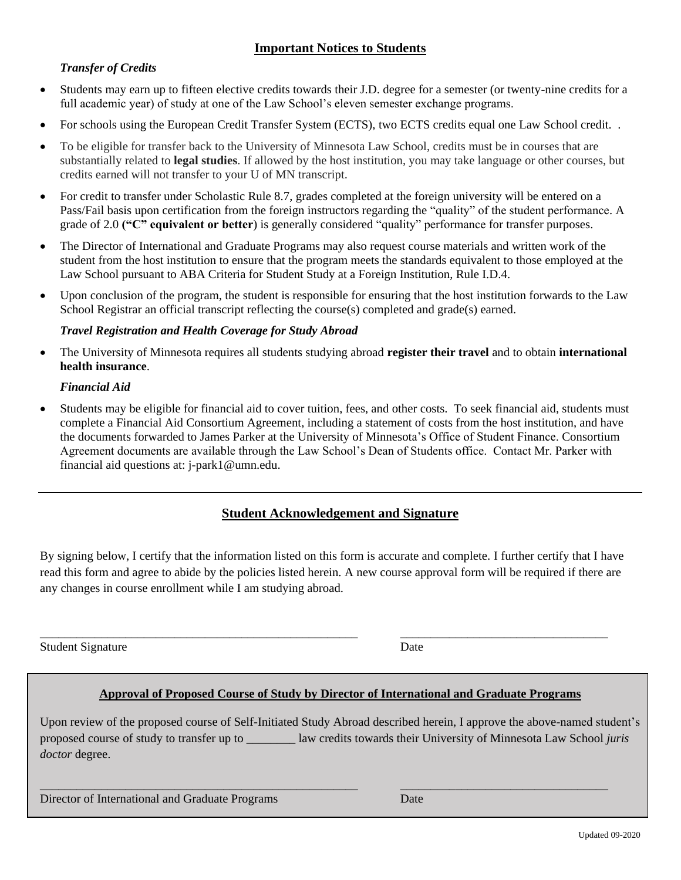## Important Notices to Students

### *Transfer of Credits*

- Students may earn up to fifteen elective credits towards their J.D. degree for a semester (or twenty-nine credits for a full academic year) of study at one of the Law School's eleven semester exchange programs.
- For schools using the European Credit Transfer System (ECTS), two ECTS credits equal one Law School credit. .
- To be eligible for transfer back to the University of Minnesota Law School, credits must be in courses that are substantially related to **legal studies**. If allowed by the host institution, you may take language or other courses, but credits earned will not transfer to your U of MN transcript.
- For credit to transfer under Scholastic Rule 8.7, grades completed at the foreign university will be entered on a Pass/Fail basis upon certification from the foreign instructors regarding the "quality" of the student performance. A grade of 2.0 **("C" equivalent or better**) is generally considered "quality" performance for transfer purposes.
- The Director of International and Graduate Programs may also request course materials and written work of the student from the host institution to ensure that the program meets the standards equivalent to those employed at the Law School pursuant to ABA Criteria for Student Study at a Foreign Institution, Rule I.D.4.
- Upon conclusion of the program, the student is responsible for ensuring that the host institution forwards to the Law School Registrar an official transcript reflecting the course(s) completed and grade(s) earned.

### *Travel Registration and Health Coverage for Study Abroad*

- The University of Minnesota requires all students studying abroad **register their travel** and to obtain **international health insurance**.

### *Financial Aid*

- Students may be eligible for financial aid to cover tuition, fees, and other costs. To seek financial aid, students must complete a Financial Aid Consortium Agreement, including a statement of costs from the host institution, and have the documents forwarded to James Parker at the University of Minnesota's Office of Student Finance. Consortium Agreement documents are available through the Law School's Dean of Students office. Contact Mr. Parker with financial aid questions at: j-park1@umn.edu.

---

## Student Acknowledgement and Signature

By signing below, I certify that the information listed on this form is accurate and complete. I further certify that I have read this form and agree to abide by the policies listed herein. A new course approval form will be required if there are any changes in course enrollment while I am studying abroad.

______________________________________________________ ___________________________________

Student Signature Date

### Approval of Proposed Course of Study by Director of International and Graduate Programs

Upon review of the proposed course of Self-Initiated Study Abroad described herein, I approve the above-named student's proposed course of study to transfer up to ________ law credits towards their University of Minnesota Law School *juris doctor* degree.

______________________________________________________ ___________________________________

Director of International and Graduate Programs Date

Updated 09-2020